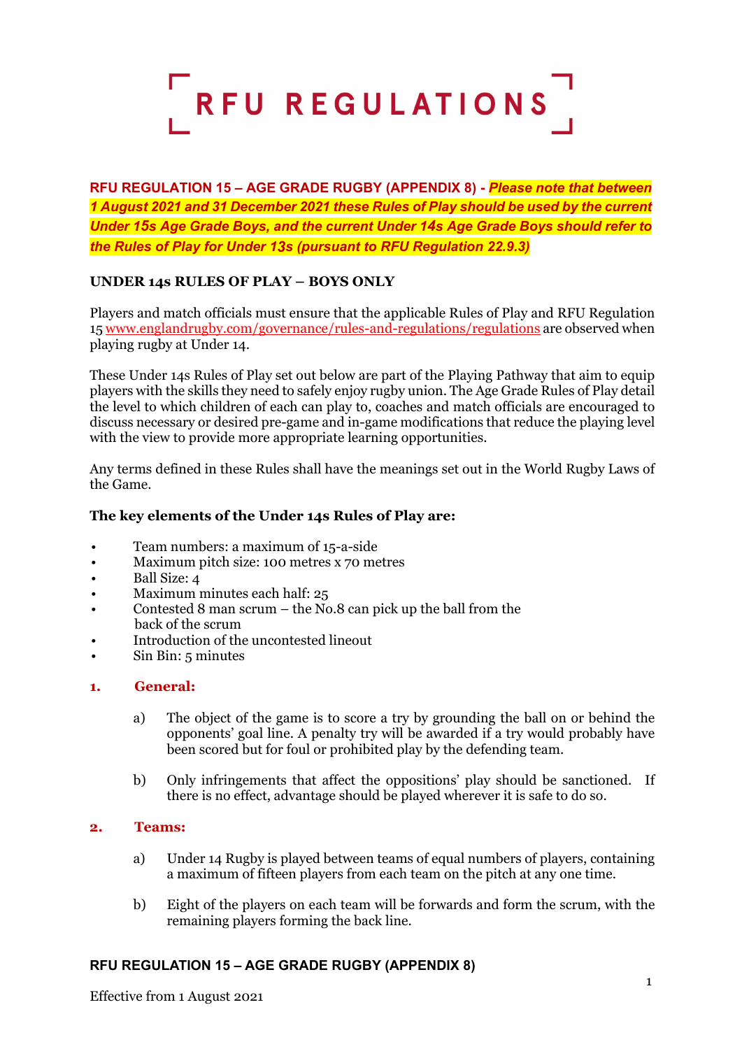# RFU REGULATIONS

**RFU REGULATION 15 – AGE GRADE RUGBY (APPENDIX 8) -** ***Please note that between 1 August 2021 and 31 December 2021 these Rules of Play should be used by the current Under 15s Age Grade Boys, and the current Under 14s Age Grade Boys should refer to the Rules of Play for Under 13s (pursuant to RFU Regulation 22.9.3)***

## UNDER 14s RULES OF PLAY – BOYS ONLY

Players and match officials must ensure that the applicable Rules of Play and RFU Regulation 15 www.englandrugby.com/governance/rules-and-regulations/regulations are observed when playing rugby at Under 14.

These Under 14s Rules of Play set out below are part of the Playing Pathway that aim to equip players with the skills they need to safely enjoy rugby union. The Age Grade Rules of Play detail the level to which children of each can play to, coaches and match officials are encouraged to discuss necessary or desired pre-game and in-game modifications that reduce the playing level with the view to provide more appropriate learning opportunities.

Any terms defined in these Rules shall have the meanings set out in the World Rugby Laws of the Game.

**The key elements of the Under 14s Rules of Play are:**

- Team numbers: a maximum of 15-a-side
- Maximum pitch size: 100 metres x 70 metres
- Ball Size: 4
- Maximum minutes each half: 25
- Contested 8 man scrum – the No.8 can pick up the ball from the back of the scrum
- Introduction of the uncontested lineout
- Sin Bin: 5 minutes

### 1. General:

a) The object of the game is to score a try by grounding the ball on or behind the opponents' goal line. A penalty try will be awarded if a try would probably have been scored but for foul or prohibited play by the defending team.

b) Only infringements that affect the oppositions' play should be sanctioned. If there is no effect, advantage should be played wherever it is safe to do so.

### 2. Teams:

a) Under 14 Rugby is played between teams of equal numbers of players, containing a maximum of fifteen players from each team on the pitch at any one time.

b) Eight of the players on each team will be forwards and form the scrum, with the remaining players forming the back line.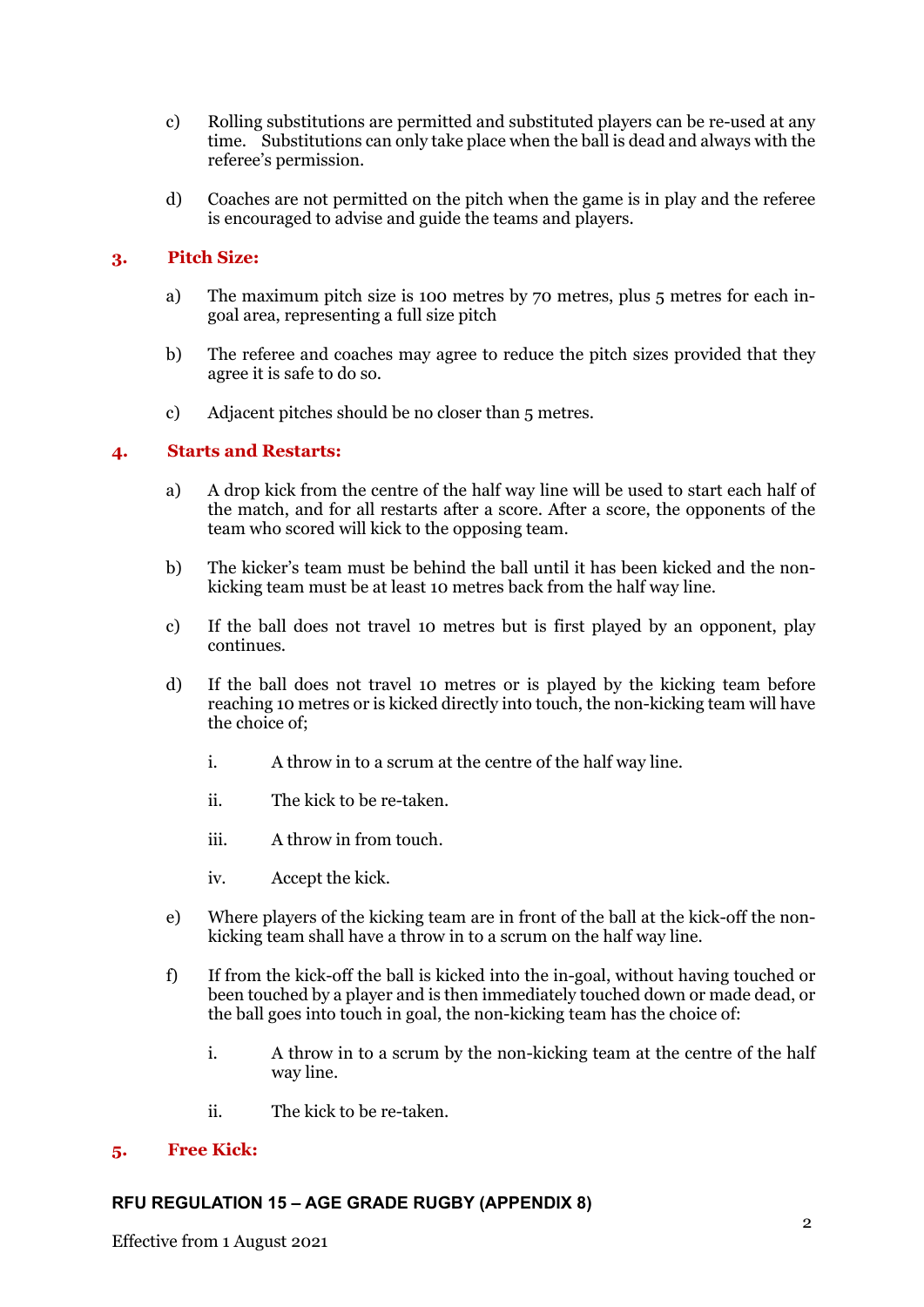c) Rolling substitutions are permitted and substituted players can be re-used at any time. Substitutions can only take place when the ball is dead and always with the referee's permission.

d) Coaches are not permitted on the pitch when the game is in play and the referee is encouraged to advise and guide the teams and players.

## 3. Pitch Size:

a) The maximum pitch size is 100 metres by 70 metres, plus 5 metres for each in-goal area, representing a full size pitch

b) The referee and coaches may agree to reduce the pitch sizes provided that they agree it is safe to do so.

c) Adjacent pitches should be no closer than 5 metres.

## 4. Starts and Restarts:

a) A drop kick from the centre of the half way line will be used to start each half of the match, and for all restarts after a score. After a score, the opponents of the team who scored will kick to the opposing team.

b) The kicker's team must be behind the ball until it has been kicked and the non-kicking team must be at least 10 metres back from the half way line.

c) If the ball does not travel 10 metres but is first played by an opponent, play continues.

d) If the ball does not travel 10 metres or is played by the kicking team before reaching 10 metres or is kicked directly into touch, the non-kicking team will have the choice of;

   i. A throw in to a scrum at the centre of the half way line.

   ii. The kick to be re-taken.

   iii. A throw in from touch.

   iv. Accept the kick.

e) Where players of the kicking team are in front of the ball at the kick-off the non-kicking team shall have a throw in to a scrum on the half way line.

f) If from the kick-off the ball is kicked into the in-goal, without having touched or been touched by a player and is then immediately touched down or made dead, or the ball goes into touch in goal, the non-kicking team has the choice of:

   i. A throw in to a scrum by the non-kicking team at the centre of the half way line.

   ii. The kick to be re-taken.

## 5. Free Kick: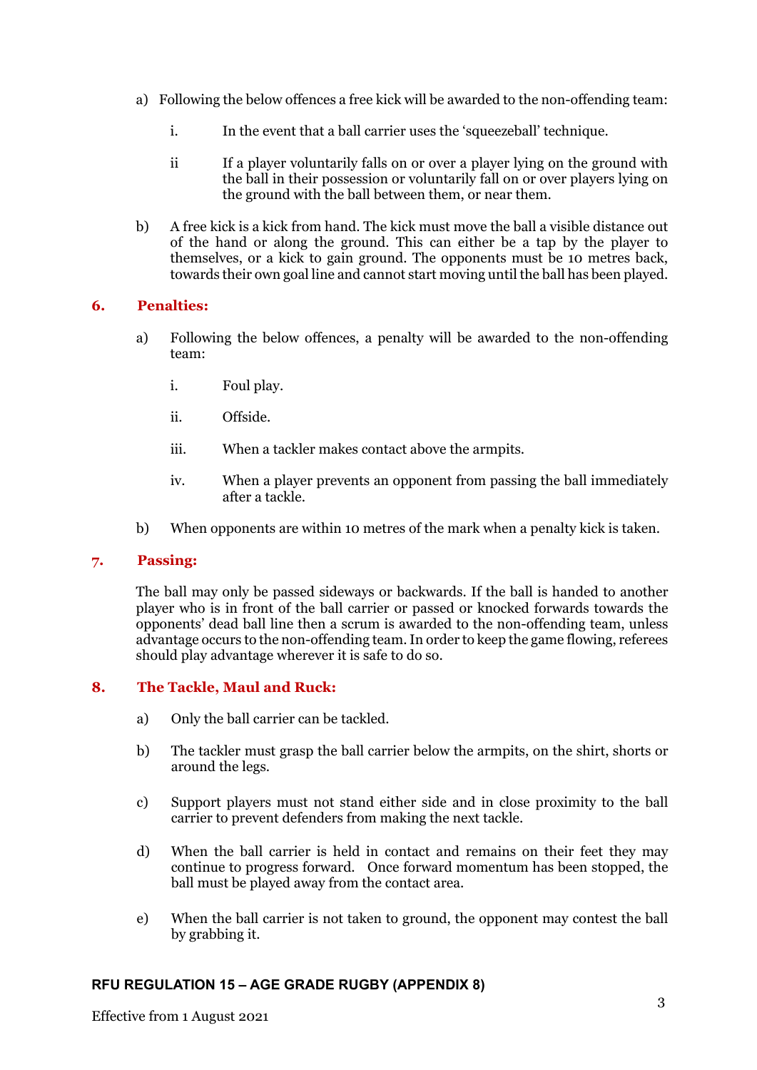a) Following the below offences a free kick will be awarded to the non-offending team:

   i. In the event that a ball carrier uses the 'squeezeball' technique.

   ii If a player voluntarily falls on or over a player lying on the ground with the ball in their possession or voluntarily fall on or over players lying on the ground with the ball between them, or near them.

b) A free kick is a kick from hand. The kick must move the ball a visible distance out of the hand or along the ground. This can either be a tap by the player to themselves, or a kick to gain ground. The opponents must be 10 metres back, towards their own goal line and cannot start moving until the ball has been played.

## 6. Penalties:

a) Following the below offences, a penalty will be awarded to the non-offending team:

   i. Foul play.

   ii. Offside.

   iii. When a tackler makes contact above the armpits.

   iv. When a player prevents an opponent from passing the ball immediately after a tackle.

b) When opponents are within 10 metres of the mark when a penalty kick is taken.

## 7. Passing:

The ball may only be passed sideways or backwards. If the ball is handed to another player who is in front of the ball carrier or passed or knocked forwards towards the opponents' dead ball line then a scrum is awarded to the non-offending team, unless advantage occurs to the non-offending team. In order to keep the game flowing, referees should play advantage wherever it is safe to do so.

## 8. The Tackle, Maul and Ruck:

a) Only the ball carrier can be tackled.

b) The tackler must grasp the ball carrier below the armpits, on the shirt, shorts or around the legs.

c) Support players must not stand either side and in close proximity to the ball carrier to prevent defenders from making the next tackle.

d) When the ball carrier is held in contact and remains on their feet they may continue to progress forward. Once forward momentum has been stopped, the ball must be played away from the contact area.

e) When the ball carrier is not taken to ground, the opponent may contest the ball by grabbing it.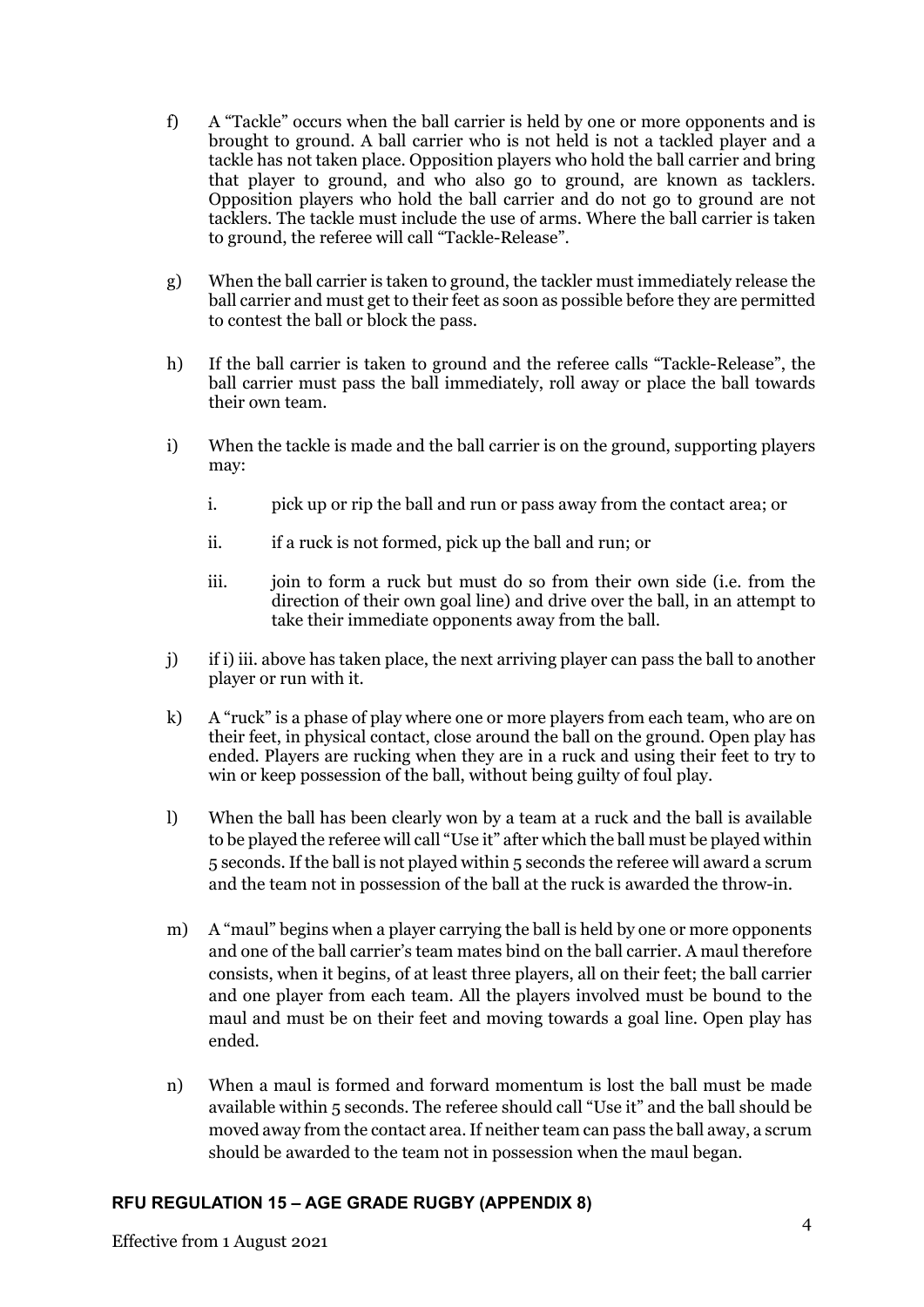f) A "Tackle" occurs when the ball carrier is held by one or more opponents and is brought to ground. A ball carrier who is not held is not a tackled player and a tackle has not taken place. Opposition players who hold the ball carrier and bring that player to ground, and who also go to ground, are known as tacklers. Opposition players who hold the ball carrier and do not go to ground are not tacklers. The tackle must include the use of arms. Where the ball carrier is taken to ground, the referee will call "Tackle-Release".

g) When the ball carrier is taken to ground, the tackler must immediately release the ball carrier and must get to their feet as soon as possible before they are permitted to contest the ball or block the pass.

h) If the ball carrier is taken to ground and the referee calls "Tackle-Release", the ball carrier must pass the ball immediately, roll away or place the ball towards their own team.

i) When the tackle is made and the ball carrier is on the ground, supporting players may:

   i. pick up or rip the ball and run or pass away from the contact area; or

   ii. if a ruck is not formed, pick up the ball and run; or

   iii. join to form a ruck but must do so from their own side (i.e. from the direction of their own goal line) and drive over the ball, in an attempt to take their immediate opponents away from the ball.

j) if i) iii. above has taken place, the next arriving player can pass the ball to another player or run with it.

k) A "ruck" is a phase of play where one or more players from each team, who are on their feet, in physical contact, close around the ball on the ground. Open play has ended. Players are rucking when they are in a ruck and using their feet to try to win or keep possession of the ball, without being guilty of foul play.

l) When the ball has been clearly won by a team at a ruck and the ball is available to be played the referee will call "Use it" after which the ball must be played within 5 seconds. If the ball is not played within 5 seconds the referee will award a scrum and the team not in possession of the ball at the ruck is awarded the throw-in.

m) A "maul" begins when a player carrying the ball is held by one or more opponents and one of the ball carrier's team mates bind on the ball carrier. A maul therefore consists, when it begins, of at least three players, all on their feet; the ball carrier and one player from each team. All the players involved must be bound to the maul and must be on their feet and moving towards a goal line. Open play has ended.

n) When a maul is formed and forward momentum is lost the ball must be made available within 5 seconds. The referee should call "Use it" and the ball should be moved away from the contact area. If neither team can pass the ball away, a scrum should be awarded to the team not in possession when the maul began.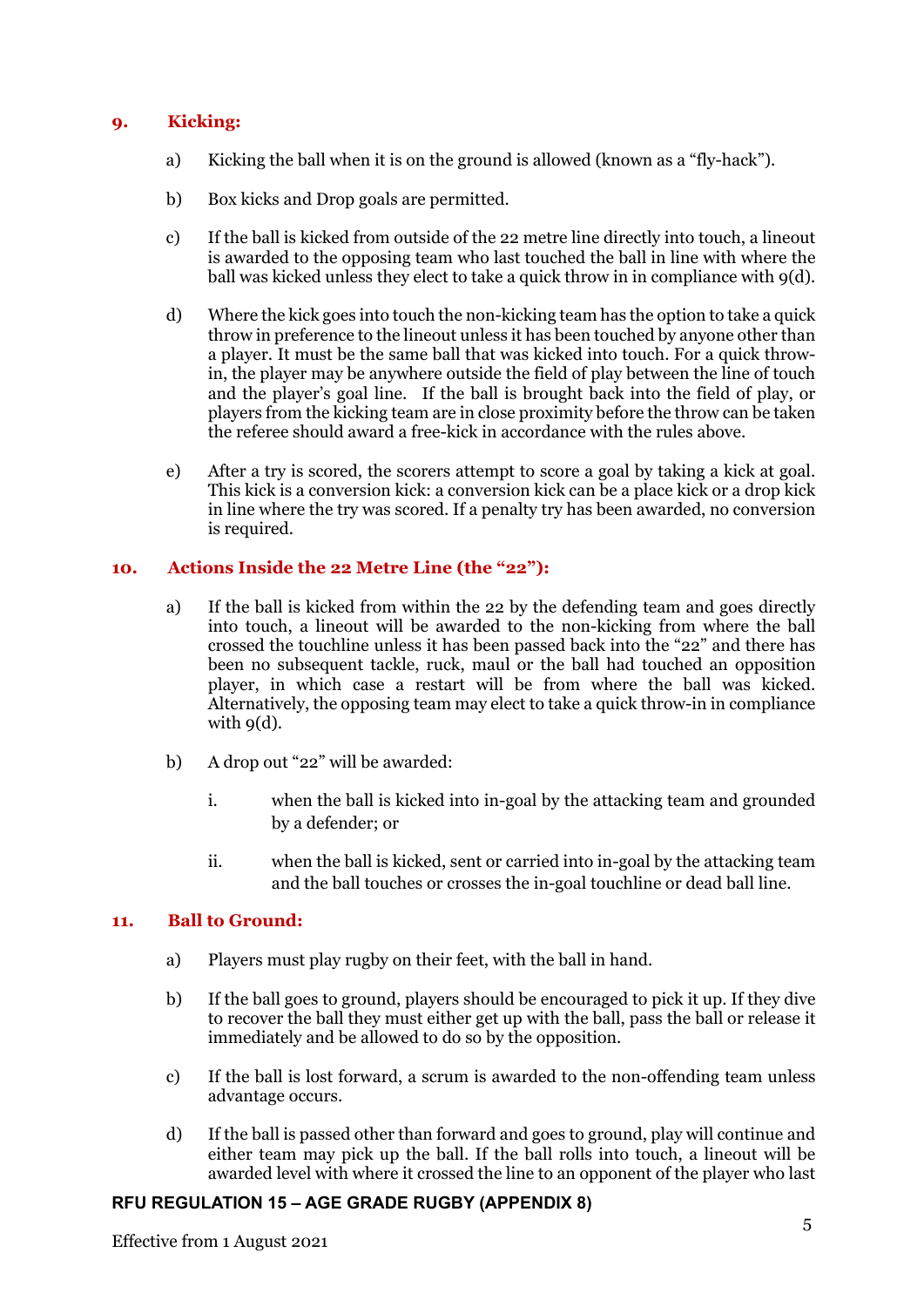## 9. Kicking:

a) Kicking the ball when it is on the ground is allowed (known as a "fly-hack").

b) Box kicks and Drop goals are permitted.

c) If the ball is kicked from outside of the 22 metre line directly into touch, a lineout is awarded to the opposing team who last touched the ball in line with where the ball was kicked unless they elect to take a quick throw in in compliance with 9(d).

d) Where the kick goes into touch the non-kicking team has the option to take a quick throw in in preference to the lineout unless it has been touched by anyone other than a player. It must be the same ball that was kicked into touch. For a quick throw-in, the player may be anywhere outside the field of play between the line of touch and the player's goal line. If the ball is brought back into the field of play, or players from the kicking team are in close proximity before the throw can be taken the referee should award a free-kick in accordance with the rules above.

e) After a try is scored, the scorers attempt to score a goal by taking a kick at goal. This kick is a conversion kick: a conversion kick can be a place kick or a drop kick in line where the try was scored. If a penalty try has been awarded, no conversion is required.

## 10. Actions Inside the 22 Metre Line (the "22"):

a) If the ball is kicked from within the 22 by the defending team and goes directly into touch, a lineout will be awarded to the non-kicking from where the ball crossed the touchline unless it has been passed back into the "22" and there has been no subsequent tackle, ruck, maul or the ball had touched an opposition player, in which case a restart will be from where the ball was kicked. Alternatively, the opposing team may elect to take a quick throw-in in compliance with 9(d).

b) A drop out "22" will be awarded:

   i. when the ball is kicked into in-goal by the attacking team and grounded by a defender; or

   ii. when the ball is kicked, sent or carried into in-goal by the attacking team and the ball touches or crosses the in-goal touchline or dead ball line.

## 11. Ball to Ground:

a) Players must play rugby on their feet, with the ball in hand.

b) If the ball goes to ground, players should be encouraged to pick it up. If they dive to recover the ball they must either get up with the ball, pass the ball or release it immediately and be allowed to do so by the opposition.

c) If the ball is lost forward, a scrum is awarded to the non-offending team unless advantage occurs.

d) If the ball is passed other than forward and goes to ground, play will continue and either team may pick up the ball. If the ball rolls into touch, a lineout will be awarded level with where it crossed the line to an opponent of the player who last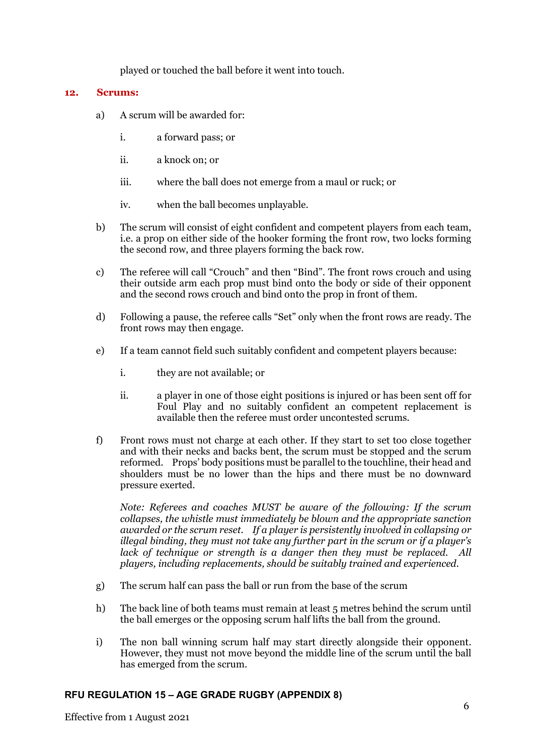played or touched the ball before it went into touch.

## 12. Scrums:

a) A scrum will be awarded for:

   i. a forward pass; or

   ii. a knock on; or

   iii. where the ball does not emerge from a maul or ruck; or

   iv. when the ball becomes unplayable.

b) The scrum will consist of eight confident and competent players from each team, i.e. a prop on either side of the hooker forming the front row, two locks forming the second row, and three players forming the back row.

c) The referee will call "Crouch" and then "Bind". The front rows crouch and using their outside arm each prop must bind onto the body or side of their opponent and the second rows crouch and bind onto the prop in front of them.

d) Following a pause, the referee calls "Set" only when the front rows are ready. The front rows may then engage.

e) If a team cannot field such suitably confident and competent players because:

   i. they are not available; or

   ii. a player in one of those eight positions is injured or has been sent off for Foul Play and no suitably confident an competent replacement is available then the referee must order uncontested scrums.

f) Front rows must not charge at each other. If they start to set too close together and with their necks and backs bent, the scrum must be stopped and the scrum reformed. Props' body positions must be parallel to the touchline, their head and shoulders must be no lower than the hips and there must be no downward pressure exerted.

   *Note: Referees and coaches MUST be aware of the following: If the scrum collapses, the whistle must immediately be blown and the appropriate sanction awarded or the scrum reset. If a player is persistently involved in collapsing or illegal binding, they must not take any further part in the scrum or if a player's lack of technique or strength is a danger then they must be replaced. All players, including replacements, should be suitably trained and experienced.*

g) The scrum half can pass the ball or run from the base of the scrum

h) The back line of both teams must remain at least 5 metres behind the scrum until the ball emerges or the opposing scrum half lifts the ball from the ground.

i) The non ball winning scrum half may start directly alongside their opponent. However, they must not move beyond the middle line of the scrum until the ball has emerged from the scrum.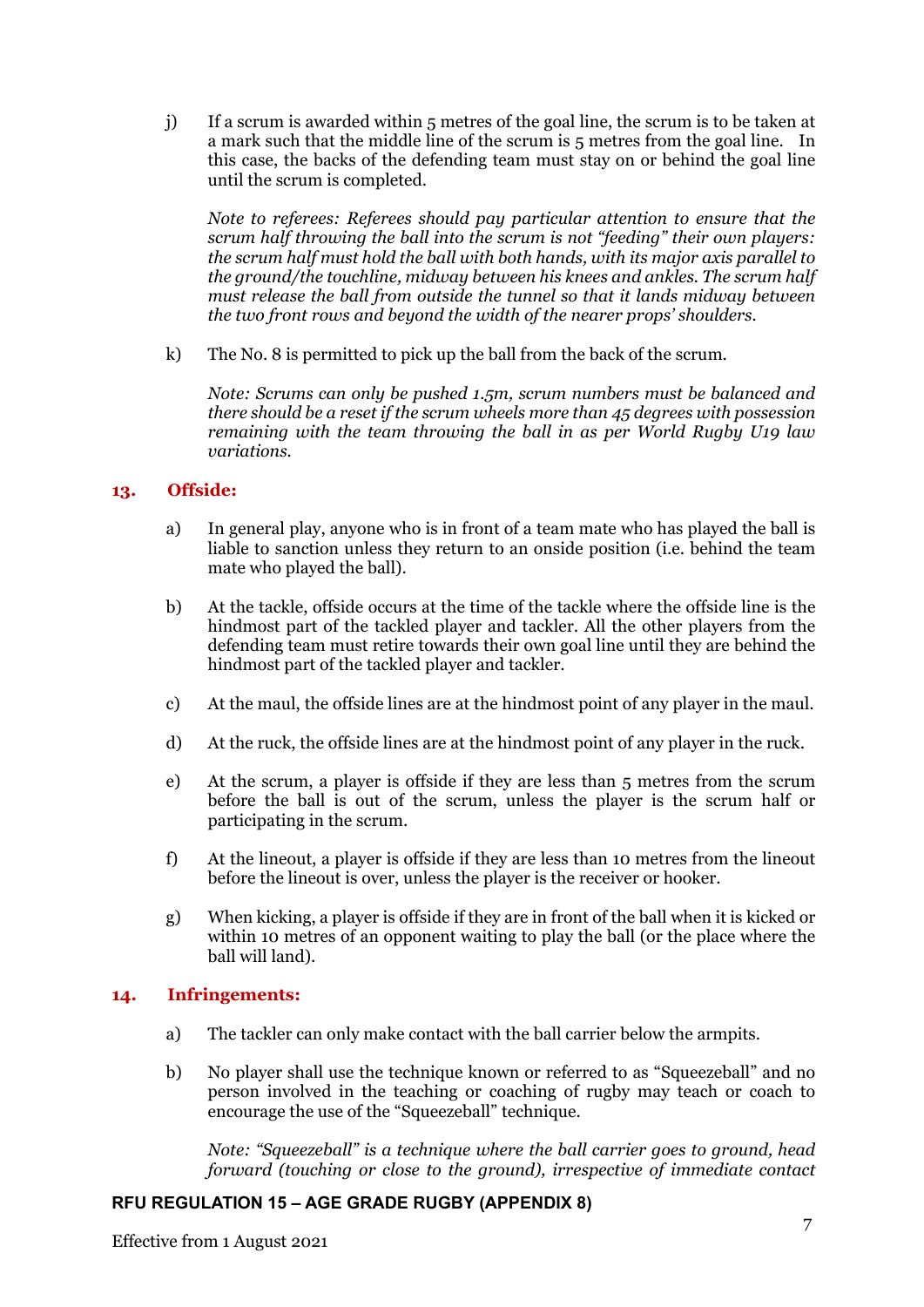j) If a scrum is awarded within 5 metres of the goal line, the scrum is to be taken at a mark such that the middle line of the scrum is 5 metres from the goal line. In this case, the backs of the defending team must stay on or behind the goal line until the scrum is completed.

   *Note to referees: Referees should pay particular attention to ensure that the scrum half throwing the ball into the scrum is not "feeding" their own players: the scrum half must hold the ball with both hands, with its major axis parallel to the ground/the touchline, midway between his knees and ankles. The scrum half must release the ball from outside the tunnel so that it lands midway between the two front rows and beyond the width of the nearer props' shoulders.*

k) The No. 8 is permitted to pick up the ball from the back of the scrum.

   *Note: Scrums can only be pushed 1.5m, scrum numbers must be balanced and there should be a reset if the scrum wheels more than 45 degrees with possession remaining with the team throwing the ball in as per World Rugby U19 law variations.*

## 13. Offside:

a) In general play, anyone who is in front of a team mate who has played the ball is liable to sanction unless they return to an onside position (i.e. behind the team mate who played the ball).

b) At the tackle, offside occurs at the time of the tackle where the offside line is the hindmost part of the tackled player and tackler. All the other players from the defending team must retire towards their own goal line until they are behind the hindmost part of the tackled player and tackler.

c) At the maul, the offside lines are at the hindmost point of any player in the maul.

d) At the ruck, the offside lines are at the hindmost point of any player in the ruck.

e) At the scrum, a player is offside if they are less than 5 metres from the scrum before the ball is out of the scrum, unless the player is the scrum half or participating in the scrum.

f) At the lineout, a player is offside if they are less than 10 metres from the lineout before the lineout is over, unless the player is the receiver or hooker.

g) When kicking, a player is offside if they are in front of the ball when it is kicked or within 10 metres of an opponent waiting to play the ball (or the place where the ball will land).

## 14. Infringements:

a) The tackler can only make contact with the ball carrier below the armpits.

b) No player shall use the technique known or referred to as "Squeezeball" and no person involved in the teaching or coaching of rugby may teach or coach to encourage the use of the "Squeezeball" technique.

   *Note: "Squeezeball" is a technique where the ball carrier goes to ground, head forward (touching or close to the ground), irrespective of immediate contact*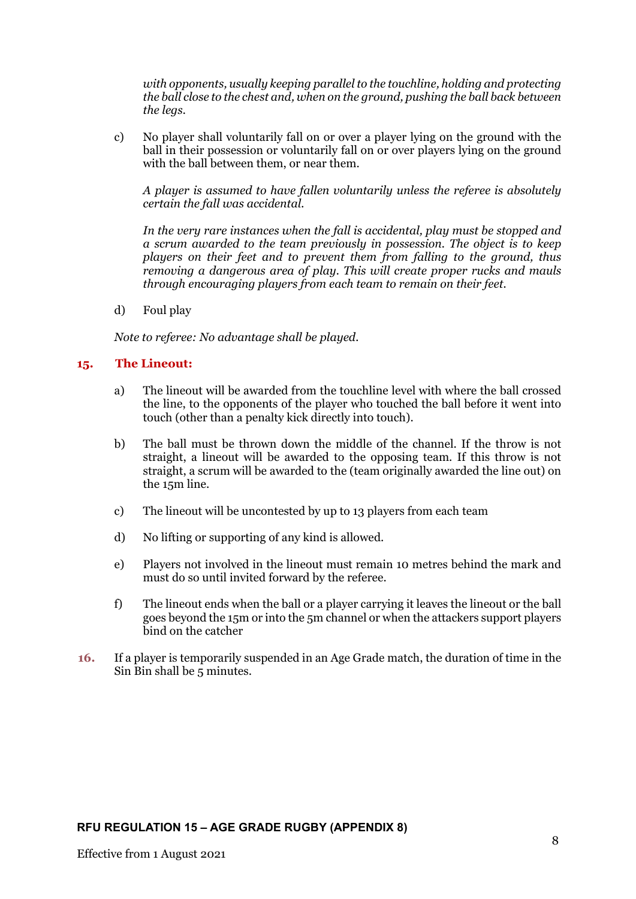*with opponents, usually keeping parallel to the touchline, holding and protecting the ball close to the chest and, when on the ground, pushing the ball back between the legs.*

c) No player shall voluntarily fall on or over a player lying on the ground with the ball in their possession or voluntarily fall on or over players lying on the ground with the ball between them, or near them.

*A player is assumed to have fallen voluntarily unless the referee is absolutely certain the fall was accidental.*

*In the very rare instances when the fall is accidental, play must be stopped and a scrum awarded to the team previously in possession. The object is to keep players on their feet and to prevent them from falling to the ground, thus removing a dangerous area of play. This will create proper rucks and mauls through encouraging players from each team to remain on their feet.*

d) Foul play

*Note to referee: No advantage shall be played.*

## 15. The Lineout:

a) The lineout will be awarded from the touchline level with where the ball crossed the line, to the opponents of the player who touched the ball before it went into touch (other than a penalty kick directly into touch).

b) The ball must be thrown down the middle of the channel. If the throw is not straight, a lineout will be awarded to the opposing team. If this throw is not straight, a scrum will be awarded to the (team originally awarded the line out) on the 15m line.

c) The lineout will be uncontested by up to 13 players from each team

d) No lifting or supporting of any kind is allowed.

e) Players not involved in the lineout must remain 10 metres behind the mark and must do so until invited forward by the referee.

f) The lineout ends when the ball or a player carrying it leaves the lineout or the ball goes beyond the 15m or into the 5m channel or when the attackers support players bind on the catcher

**16.** If a player is temporarily suspended in an Age Grade match, the duration of time in the Sin Bin shall be 5 minutes.